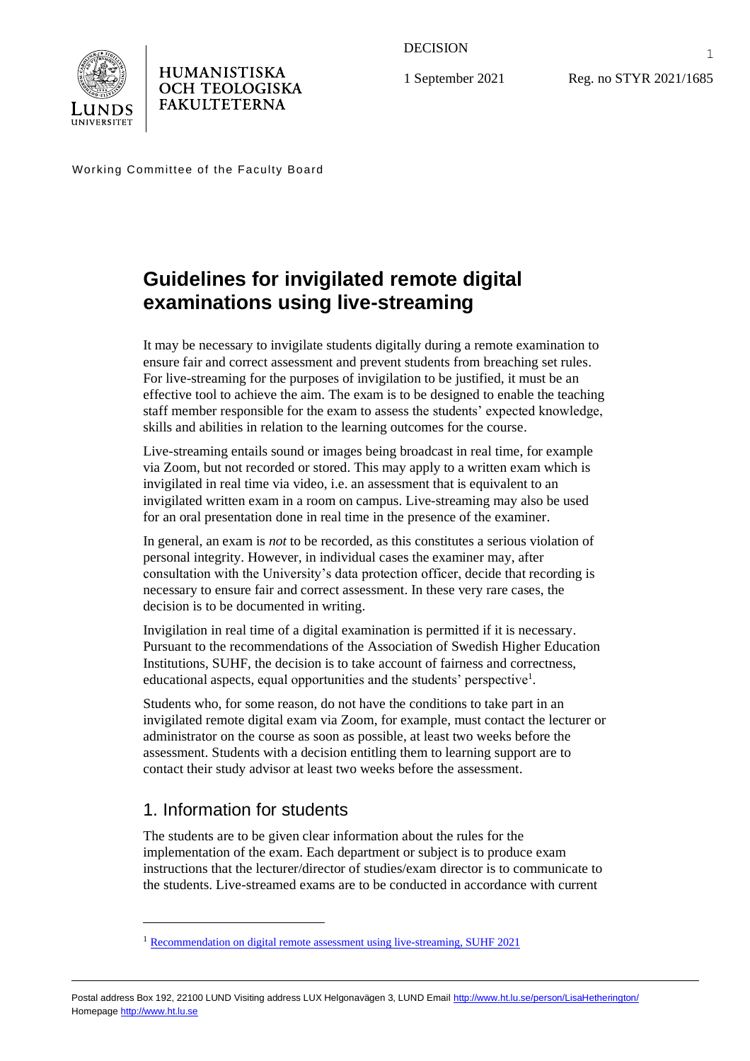HUMANISTISKA OCH TEOLOGISKA FAKULTETERNA

DECISION

1 September 2021

Reg. no STYR 2021/1685

Working Committee of the Faculty Board

# Guidelines for invigilated remote digital examinations using live-streaming

It may be necessary to invigilate students digitally during a remote examination to ensure fair and correct assessment and prevent students from breaching set rules. For live-streaming for the purposes of invigilation to be justified, it must be an effective tool to achieve the aim. The exam is to be designed to enable the teaching staff member responsible for the exam to assess the students' expected knowledge, skills and abilities in relation to the learning outcomes for the course.

Live-streaming entails sound or images being broadcast in real time, for example via Zoom, but not recorded or stored. This may apply to a written exam which is invigilated in real time via video, i.e. an assessment that is equivalent to an invigilated written exam in a room on campus. Live-streaming may also be used for an oral presentation done in real time in the presence of the examiner.

In general, an exam is *not* to be recorded, as this constitutes a serious violation of personal integrity. However, in individual cases the examiner may, after consultation with the University's data protection officer, decide that recording is necessary to ensure fair and correct assessment. In these very rare cases, the decision is to be documented in writing.

Invigilation in real time of a digital examination is permitted if it is necessary. Pursuant to the recommendations of the Association of Swedish Higher Education Institutions, SUHF, the decision is to take account of fairness and correctness, educational aspects, equal opportunities and the students' perspective[1].

Students who, for some reason, do not have the conditions to take part in an invigilated remote digital exam via Zoom, for example, must contact the lecturer or administrator on the course as soon as possible, at least two weeks before the assessment. Students with a decision entitling them to learning support are to contact their study advisor at least two weeks before the assessment.

## 1. Information for students

The students are to be given clear information about the rules for the implementation of the exam. Each department or subject is to produce exam instructions that the lecturer/director of studies/exam director is to communicate to the students. Live-streamed exams are to be conducted in accordance with current

[1] Recommendation on digital remote assessment using live-streaming, SUHF 2021

Postal address Box 192, 22100 LUND Visiting address LUX Helgonavägen 3, LUND Email http://www.ht.lu.se/person/LisaHetherington/
Homepage http://www.ht.lu.se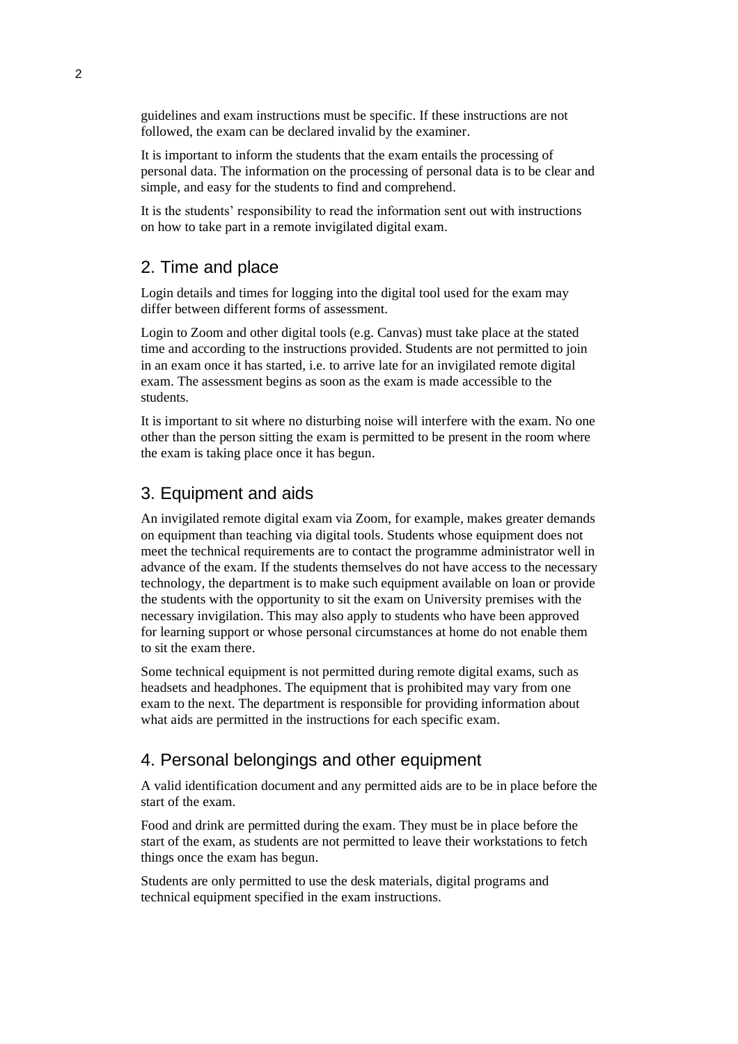guidelines and exam instructions must be specific. If these instructions are not followed, the exam can be declared invalid by the examiner.

It is important to inform the students that the exam entails the processing of personal data. The information on the processing of personal data is to be clear and simple, and easy for the students to find and comprehend.

It is the students' responsibility to read the information sent out with instructions on how to take part in a remote invigilated digital exam.

## 2. Time and place

Login details and times for logging into the digital tool used for the exam may differ between different forms of assessment.

Login to Zoom and other digital tools (e.g. Canvas) must take place at the stated time and according to the instructions provided. Students are not permitted to join in an exam once it has started, i.e. to arrive late for an invigilated remote digital exam. The assessment begins as soon as the exam is made accessible to the students.

It is important to sit where no disturbing noise will interfere with the exam. No one other than the person sitting the exam is permitted to be present in the room where the exam is taking place once it has begun.

## 3. Equipment and aids

An invigilated remote digital exam via Zoom, for example, makes greater demands on equipment than teaching via digital tools. Students whose equipment does not meet the technical requirements are to contact the programme administrator well in advance of the exam. If the students themselves do not have access to the necessary technology, the department is to make such equipment available on loan or provide the students with the opportunity to sit the exam on University premises with the necessary invigilation. This may also apply to students who have been approved for learning support or whose personal circumstances at home do not enable them to sit the exam there.

Some technical equipment is not permitted during remote digital exams, such as headsets and headphones. The equipment that is prohibited may vary from one exam to the next. The department is responsible for providing information about what aids are permitted in the instructions for each specific exam.

## 4. Personal belongings and other equipment

A valid identification document and any permitted aids are to be in place before the start of the exam.

Food and drink are permitted during the exam. They must be in place before the start of the exam, as students are not permitted to leave their workstations to fetch things once the exam has begun.

Students are only permitted to use the desk materials, digital programs and technical equipment specified in the exam instructions.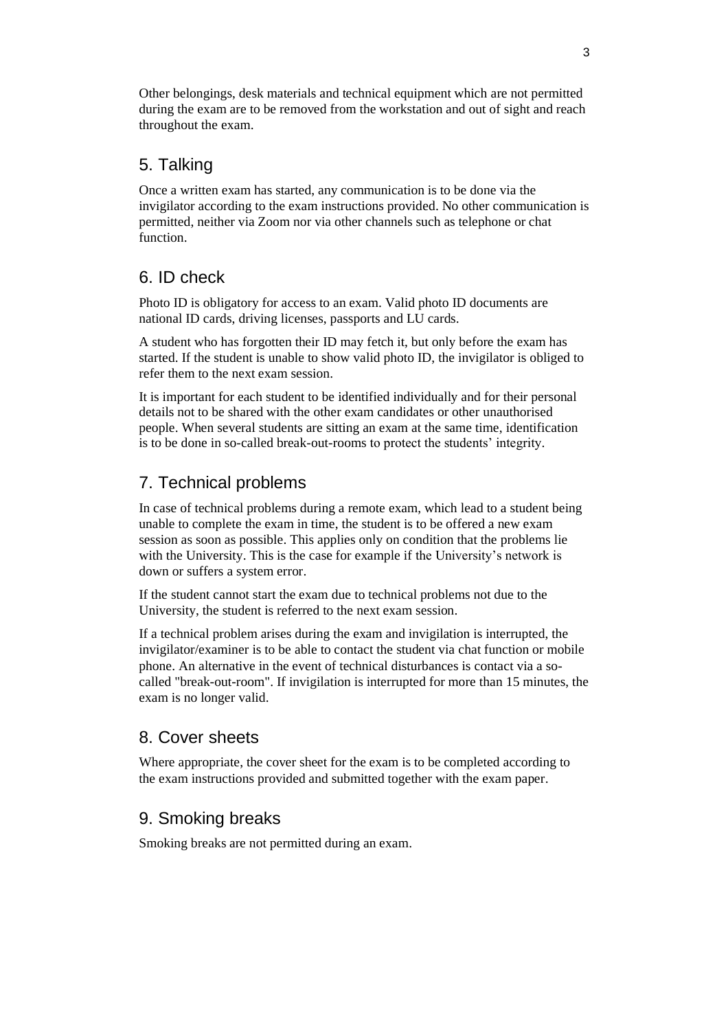Other belongings, desk materials and technical equipment which are not permitted during the exam are to be removed from the workstation and out of sight and reach throughout the exam.

## 5. Talking

Once a written exam has started, any communication is to be done via the invigilator according to the exam instructions provided. No other communication is permitted, neither via Zoom nor via other channels such as telephone or chat function.

## 6. ID check

Photo ID is obligatory for access to an exam. Valid photo ID documents are national ID cards, driving licenses, passports and LU cards.

A student who has forgotten their ID may fetch it, but only before the exam has started. If the student is unable to show valid photo ID, the invigilator is obliged to refer them to the next exam session.

It is important for each student to be identified individually and for their personal details not to be shared with the other exam candidates or other unauthorised people. When several students are sitting an exam at the same time, identification is to be done in so-called break-out-rooms to protect the students' integrity.

## 7. Technical problems

In case of technical problems during a remote exam, which lead to a student being unable to complete the exam in time, the student is to be offered a new exam session as soon as possible. This applies only on condition that the problems lie with the University. This is the case for example if the University's network is down or suffers a system error.

If the student cannot start the exam due to technical problems not due to the University, the student is referred to the next exam session.

If a technical problem arises during the exam and invigilation is interrupted, the invigilator/examiner is to be able to contact the student via chat function or mobile phone. An alternative in the event of technical disturbances is contact via a so-called "break-out-room". If invigilation is interrupted for more than 15 minutes, the exam is no longer valid.

## 8. Cover sheets

Where appropriate, the cover sheet for the exam is to be completed according to the exam instructions provided and submitted together with the exam paper.

## 9. Smoking breaks

Smoking breaks are not permitted during an exam.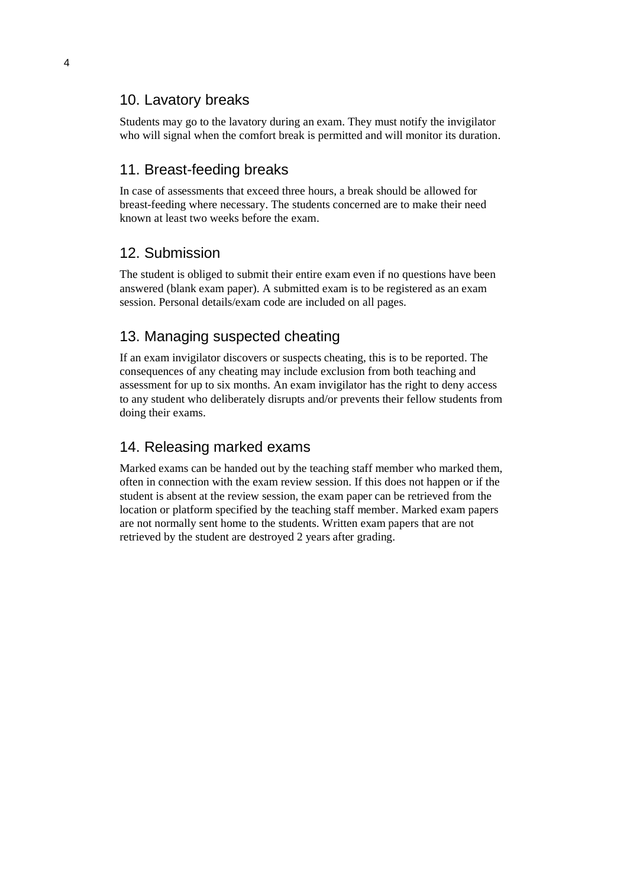## 10. Lavatory breaks

Students may go to the lavatory during an exam. They must notify the invigilator who will signal when the comfort break is permitted and will monitor its duration.

## 11. Breast-feeding breaks

In case of assessments that exceed three hours, a break should be allowed for breast-feeding where necessary. The students concerned are to make their need known at least two weeks before the exam.

## 12. Submission

The student is obliged to submit their entire exam even if no questions have been answered (blank exam paper). A submitted exam is to be registered as an exam session. Personal details/exam code are included on all pages.

## 13. Managing suspected cheating

If an exam invigilator discovers or suspects cheating, this is to be reported. The consequences of any cheating may include exclusion from both teaching and assessment for up to six months. An exam invigilator has the right to deny access to any student who deliberately disrupts and/or prevents their fellow students from doing their exams.

## 14. Releasing marked exams

Marked exams can be handed out by the teaching staff member who marked them, often in connection with the exam review session. If this does not happen or if the student is absent at the review session, the exam paper can be retrieved from the location or platform specified by the teaching staff member. Marked exam papers are not normally sent home to the students. Written exam papers that are not retrieved by the student are destroyed 2 years after grading.